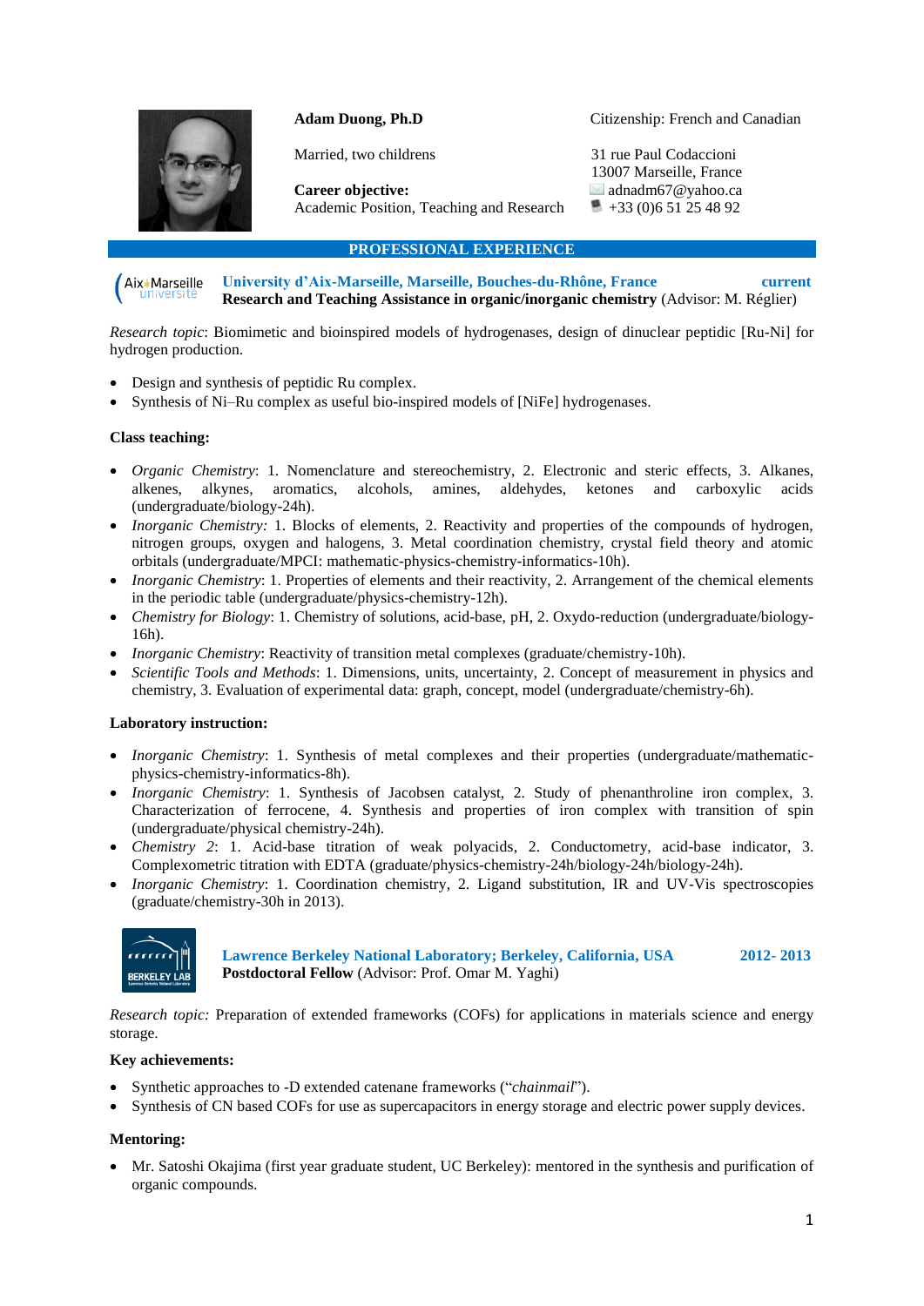**Adam Duong, Ph.D**

Married, two childrens

**Career objective:**
Academic Position, Teaching and Research

Citizenship: French and Canadian

31 rue Paul Codaccioni
13007 Marseille, France
adnadm67@yahoo.ca
+33 (0)6 51 25 48 92

## PROFESSIONAL EXPERIENCE

**University d'Aix-Marseille, Marseille, Bouches-du-Rhône, France** — **current**
**Research and Teaching Assistance in organic/inorganic chemistry** (Advisor: M. Réglier)

*Research topic*: Biomimetic and bioinspired models of hydrogenases, design of dinuclear peptidic [Ru-Ni] for hydrogen production.

- Design and synthesis of peptidic Ru complex.
- Synthesis of Ni–Ru complex as useful bio-inspired models of [NiFe] hydrogenases.

**Class teaching:**

- *Organic Chemistry*: 1. Nomenclature and stereochemistry, 2. Electronic and steric effects, 3. Alkanes, alkenes, alkynes, aromatics, alcohols, amines, aldehydes, ketones and carboxylic acids (undergraduate/biology-24h).
- *Inorganic Chemistry:* 1. Blocks of elements, 2. Reactivity and properties of the compounds of hydrogen, nitrogen groups, oxygen and halogens, 3. Metal coordination chemistry, crystal field theory and atomic orbitals (undergraduate/MPCI: mathematic-physics-chemistry-informatics-10h).
- *Inorganic Chemistry*: 1. Properties of elements and their reactivity, 2. Arrangement of the chemical elements in the periodic table (undergraduate/physics-chemistry-12h).
- *Chemistry for Biology*: 1. Chemistry of solutions, acid-base, pH, 2. Oxydo-reduction (undergraduate/biology-16h).
- *Inorganic Chemistry*: Reactivity of transition metal complexes (graduate/chemistry-10h).
- *Scientific Tools and Methods*: 1. Dimensions, units, uncertainty, 2. Concept of measurement in physics and chemistry, 3. Evaluation of experimental data: graph, concept, model (undergraduate/chemistry-6h).

**Laboratory instruction:**

- *Inorganic Chemistry*: 1. Synthesis of metal complexes and their properties (undergraduate/mathematic-physics-chemistry-informatics-8h).
- *Inorganic Chemistry*: 1. Synthesis of Jacobsen catalyst, 2. Study of phenanthroline iron complex, 3. Characterization of ferrocene, 4. Synthesis and properties of iron complex with transition of spin (undergraduate/physical chemistry-24h).
- *Chemistry 2*: 1. Acid-base titration of weak polyacids, 2. Conductometry, acid-base indicator, 3. Complexometric titration with EDTA (graduate/physics-chemistry-24h/biology-24h/biology-24h).
- *Inorganic Chemistry*: 1. Coordination chemistry, 2. Ligand substitution, IR and UV-Vis spectroscopies (graduate/chemistry-30h in 2013).

**Lawrence Berkeley National Laboratory; Berkeley, California, USA** — **2012- 2013**
**Postdoctoral Fellow** (Advisor: Prof. Omar M. Yaghi)

*Research topic:* Preparation of extended frameworks (COFs) for applications in materials science and energy storage.

**Key achievements:**

- Synthetic approaches to -D extended catenane frameworks ("*chainmail*").
- Synthesis of CN based COFs for use as supercapacitors in energy storage and electric power supply devices.

**Mentoring:**

- Mr. Satoshi Okajima (first year graduate student, UC Berkeley): mentored in the synthesis and purification of organic compounds.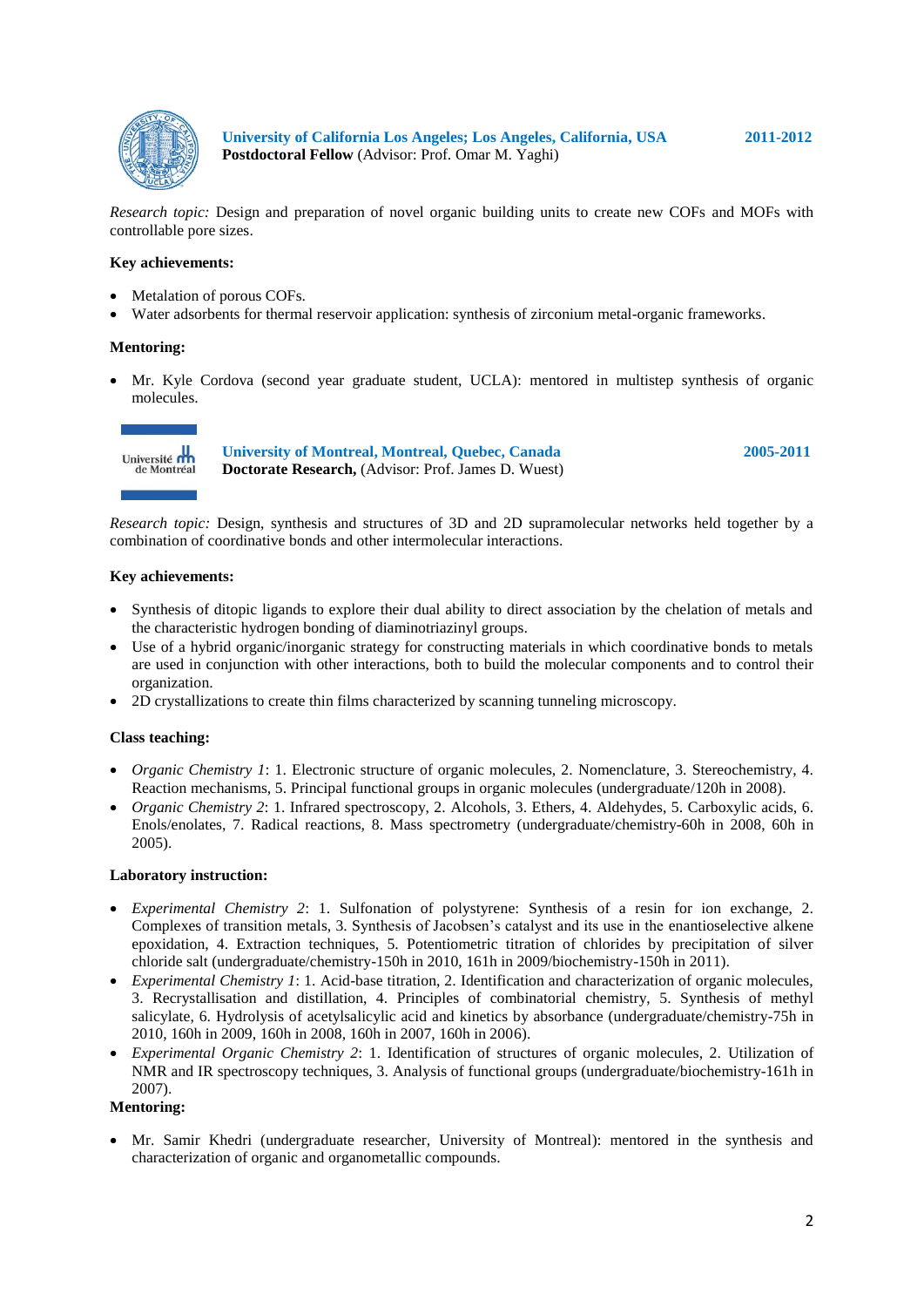**University of California Los Angeles; Los Angeles, California, USA** **2011-2012**
**Postdoctoral Fellow** (Advisor: Prof. Omar M. Yaghi)

*Research topic:* Design and preparation of novel organic building units to create new COFs and MOFs with controllable pore sizes.

**Key achievements:**

- Metalation of porous COFs.
- Water adsorbents for thermal reservoir application: synthesis of zirconium metal-organic frameworks.

**Mentoring:**

- Mr. Kyle Cordova (second year graduate student, UCLA): mentored in multistep synthesis of organic molecules.

**University of Montreal, Montreal, Quebec, Canada** **2005-2011**
**Doctorate Research,** (Advisor: Prof. James D. Wuest)

*Research topic:* Design, synthesis and structures of 3D and 2D supramolecular networks held together by a combination of coordinative bonds and other intermolecular interactions.

**Key achievements:**

- Synthesis of ditopic ligands to explore their dual ability to direct association by the chelation of metals and the characteristic hydrogen bonding of diaminotriazinyl groups.
- Use of a hybrid organic/inorganic strategy for constructing materials in which coordinative bonds to metals are used in conjunction with other interactions, both to build the molecular components and to control their organization.
- 2D crystallizations to create thin films characterized by scanning tunneling microscopy.

**Class teaching:**

- *Organic Chemistry 1*: 1. Electronic structure of organic molecules, 2. Nomenclature, 3. Stereochemistry, 4. Reaction mechanisms, 5. Principal functional groups in organic molecules (undergraduate/120h in 2008).
- *Organic Chemistry 2*: 1. Infrared spectroscopy, 2. Alcohols, 3. Ethers, 4. Aldehydes, 5. Carboxylic acids, 6. Enols/enolates, 7. Radical reactions, 8. Mass spectrometry (undergraduate/chemistry-60h in 2008, 60h in 2005).

**Laboratory instruction:**

- *Experimental Chemistry 2*: 1. Sulfonation of polystyrene: Synthesis of a resin for ion exchange, 2. Complexes of transition metals, 3. Synthesis of Jacobsen's catalyst and its use in the enantioselective alkene epoxidation, 4. Extraction techniques, 5. Potentiometric titration of chlorides by precipitation of silver chloride salt (undergraduate/chemistry-150h in 2010, 161h in 2009/biochemistry-150h in 2011).
- *Experimental Chemistry 1*: 1. Acid-base titration, 2. Identification and characterization of organic molecules, 3. Recrystallisation and distillation, 4. Principles of combinatorial chemistry, 5. Synthesis of methyl salicylate, 6. Hydrolysis of acetylsalicylic acid and kinetics by absorbance (undergraduate/chemistry-75h in 2010, 160h in 2009, 160h in 2008, 160h in 2007, 160h in 2006).
- *Experimental Organic Chemistry 2*: 1. Identification of structures of organic molecules, 2. Utilization of NMR and IR spectroscopy techniques, 3. Analysis of functional groups (undergraduate/biochemistry-161h in 2007).

**Mentoring:**

- Mr. Samir Khedri (undergraduate researcher, University of Montreal): mentored in the synthesis and characterization of organic and organometallic compounds.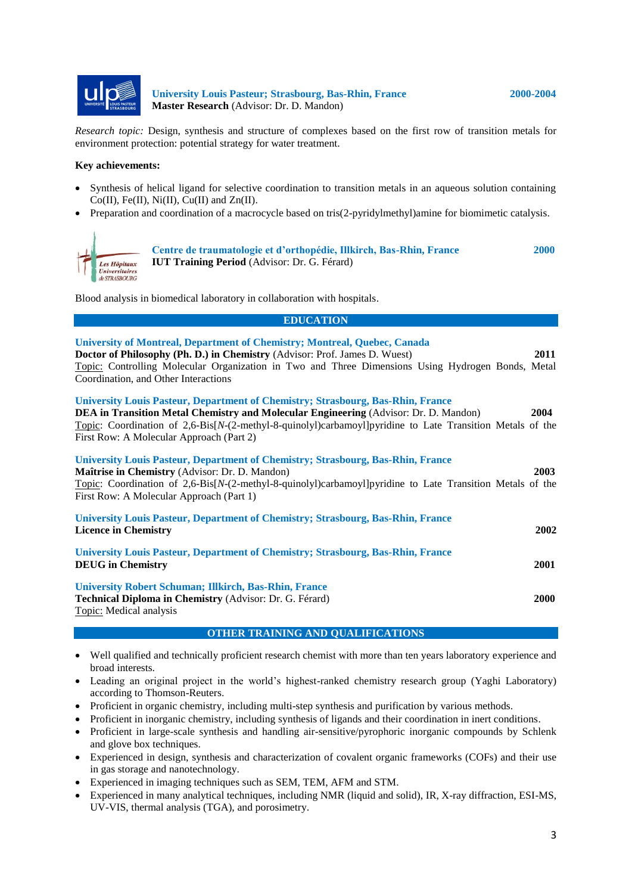**University Louis Pasteur; Strasbourg, Bas-Rhin, France** — 2000-2004
**Master Research** (Advisor: Dr. D. Mandon)

*Research topic:* Design, synthesis and structure of complexes based on the first row of transition metals for environment protection: potential strategy for water treatment.

**Key achievements:**

- Synthesis of helical ligand for selective coordination to transition metals in an aqueous solution containing Co(II), Fe(II), Ni(II), Cu(II) and Zn(II).
- Preparation and coordination of a macrocycle based on tris(2-pyridylmethyl)amine for biomimetic catalysis.

**Centre de traumatologie et d'orthopédie, Illkirch, Bas-Rhin, France** — 2000
**IUT Training Period** (Advisor: Dr. G. Férard)

Blood analysis in biomedical laboratory in collaboration with hospitals.

## EDUCATION

**University of Montreal, Department of Chemistry; Montreal, Quebec, Canada**
**Doctor of Philosophy (Ph. D.) in Chemistry** (Advisor: Prof. James D. Wuest) — **2011**
Topic: Controlling Molecular Organization in Two and Three Dimensions Using Hydrogen Bonds, Metal Coordination, and Other Interactions

**University Louis Pasteur, Department of Chemistry; Strasbourg, Bas-Rhin, France**
**DEA in Transition Metal Chemistry and Molecular Engineering** (Advisor: Dr. D. Mandon) — **2004**
Topic: Coordination of 2,6-Bis[*N*-(2-methyl-8-quinolyl)carbamoyl]pyridine to Late Transition Metals of the First Row: A Molecular Approach (Part 2)

**University Louis Pasteur, Department of Chemistry; Strasbourg, Bas-Rhin, France**
**Maîtrise in Chemistry** (Advisor: Dr. D. Mandon) — **2003**
Topic: Coordination of 2,6-Bis[*N*-(2-methyl-8-quinolyl)carbamoyl]pyridine to Late Transition Metals of the First Row: A Molecular Approach (Part 1)

**University Louis Pasteur, Department of Chemistry; Strasbourg, Bas-Rhin, France**
**Licence in Chemistry** — **2002**

**University Louis Pasteur, Department of Chemistry; Strasbourg, Bas-Rhin, France**
**DEUG in Chemistry** — **2001**

**University Robert Schuman; Illkirch, Bas-Rhin, France**
**Technical Diploma in Chemistry** (Advisor: Dr. G. Férard) — **2000**
Topic: Medical analysis

## OTHER TRAINING AND QUALIFICATIONS

- Well qualified and technically proficient research chemist with more than ten years laboratory experience and broad interests.
- Leading an original project in the world's highest-ranked chemistry research group (Yaghi Laboratory) according to Thomson-Reuters.
- Proficient in organic chemistry, including multi-step synthesis and purification by various methods.
- Proficient in inorganic chemistry, including synthesis of ligands and their coordination in inert conditions.
- Proficient in large-scale synthesis and handling air-sensitive/pyrophoric inorganic compounds by Schlenk and glove box techniques.
- Experienced in design, synthesis and characterization of covalent organic frameworks (COFs) and their use in gas storage and nanotechnology.
- Experienced in imaging techniques such as SEM, TEM, AFM and STM.
- Experienced in many analytical techniques, including NMR (liquid and solid), IR, X-ray diffraction, ESI-MS, UV-VIS, thermal analysis (TGA), and porosimetry.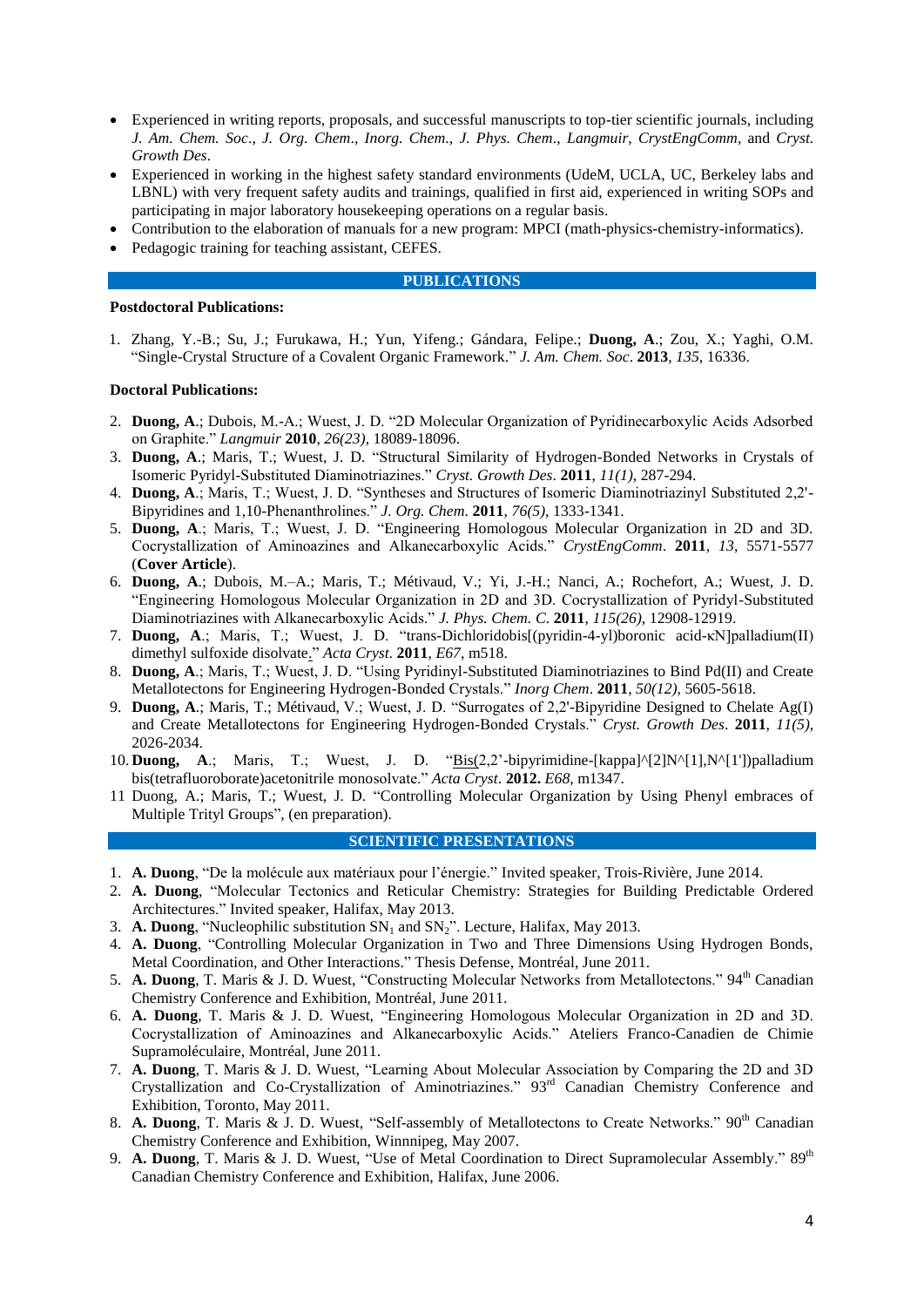- Experienced in writing reports, proposals, and successful manuscripts to top-tier scientific journals, including *J. Am. Chem. Soc*., *J. Org. Chem*., *Inorg. Chem*., *J. Phys. Chem*., *Langmuir*, *CrystEngComm*, and *Cryst. Growth Des*.
- Experienced in working in the highest safety standard environments (UdeM, UCLA, UC, Berkeley labs and LBNL) with very frequent safety audits and trainings, qualified in first aid, experienced in writing SOPs and participating in major laboratory housekeeping operations on a regular basis.
- Contribution to the elaboration of manuals for a new program: MPCI (math-physics-chemistry-informatics).
- Pedagogic training for teaching assistant, CEFES.

## PUBLICATIONS

**Postdoctoral Publications:**

1. Zhang, Y.-B.; Su, J.; Furukawa, H.; Yun, Yifeng.; Gándara, Felipe.; **Duong, A**.; Zou, X.; Yaghi, O.M. "Single-Crystal Structure of a Covalent Organic Framework." *J. Am. Chem. Soc*. **2013**, *135*, 16336.

**Doctoral Publications:**

2. **Duong, A**.; Dubois, M.-A.; Wuest, J. D. "2D Molecular Organization of Pyridinecarboxylic Acids Adsorbed on Graphite." *Langmuir* **2010**, *26(23)*, 18089-18096.
3. **Duong, A**.; Maris, T.; Wuest, J. D. "Structural Similarity of Hydrogen-Bonded Networks in Crystals of Isomeric Pyridyl-Substituted Diaminotriazines." *Cryst. Growth Des*. **2011**, *11(1)*, 287-294.
4. **Duong, A**.; Maris, T.; Wuest, J. D. "Syntheses and Structures of Isomeric Diaminotriazinyl Substituted 2,2'-Bipyridines and 1,10-Phenanthrolines." *J. Org. Chem*. **2011**, *76(5)*, 1333-1341.
5. **Duong, A**.; Maris, T.; Wuest, J. D. "Engineering Homologous Molecular Organization in 2D and 3D. Cocrystallization of Aminoazines and Alkanecarboxylic Acids." *CrystEngComm*. **2011**, *13*, 5571-5577 (**Cover Article**).
6. **Duong, A**.; Dubois, M.–A.; Maris, T.; Métivaud, V.; Yi, J.-H.; Nanci, A.; Rochefort, A.; Wuest, J. D. "Engineering Homologous Molecular Organization in 2D and 3D. Cocrystallization of Pyridyl-Substituted Diaminotriazines with Alkanecarboxylic Acids." *J. Phys. Chem. C*. **2011**, *115(26)*, 12908-12919.
7. **Duong, A**.; Maris, T.; Wuest, J. D. "trans-Dichloridobis[(pyridin-4-yl)boronic acid-κN]palladium(II) dimethyl sulfoxide disolvate." *Acta Cryst*. **2011**, *E67*, m518.
8. **Duong, A**.; Maris, T.; Wuest, J. D. "Using Pyridinyl-Substituted Diaminotriazines to Bind Pd(II) and Create Metallotectons for Engineering Hydrogen-Bonded Crystals." *Inorg Chem*. **2011**, *50(12)*, 5605-5618.
9. **Duong, A**.; Maris, T.; Métivaud, V.; Wuest, J. D. "Surrogates of 2,2'-Bipyridine Designed to Chelate Ag(I) and Create Metallotectons for Engineering Hydrogen-Bonded Crystals." *Cryst. Growth Des*. **2011**, *11(5)*, 2026-2034.
10. **Duong, A**.; Maris, T.; Wuest, J. D. "Bis(2,2'-bipyrimidine-[kappa]^[2]N^[1],N^[1'])palladium bis(tetrafluoroborate)acetonitrile monosolvate." *Acta Cryst*. **2012.** *E68*, m1347.
11. Duong, A.; Maris, T.; Wuest, J. D. "Controlling Molecular Organization by Using Phenyl embraces of Multiple Trityl Groups", (en preparation).

## SCIENTIFIC PRESENTATIONS

1. **A. Duong**, "De la molécule aux matériaux pour l'énergie." Invited speaker, Trois-Rivière, June 2014.
2. **A. Duong**, "Molecular Tectonics and Reticular Chemistry: Strategies for Building Predictable Ordered Architectures." Invited speaker, Halifax, May 2013.
3. **A. Duong**, "Nucleophilic substitution $SN_1$ and $SN_2$". Lecture, Halifax, May 2013.
4. **A. Duong**, "Controlling Molecular Organization in Two and Three Dimensions Using Hydrogen Bonds, Metal Coordination, and Other Interactions." Thesis Defense, Montréal, June 2011.
5. **A. Duong**, T. Maris & J. D. Wuest, "Constructing Molecular Networks from Metallotectons." 94th Canadian Chemistry Conference and Exhibition, Montréal, June 2011.
6. **A. Duong**, T. Maris & J. D. Wuest, "Engineering Homologous Molecular Organization in 2D and 3D. Cocrystallization of Aminoazines and Alkanecarboxylic Acids." Ateliers Franco-Canadien de Chimie Supramoléculaire, Montréal, June 2011.
7. **A. Duong**, T. Maris & J. D. Wuest, "Learning About Molecular Association by Comparing the 2D and 3D Crystallization and Co-Crystallization of Aminotriazines." 93rd Canadian Chemistry Conference and Exhibition, Toronto, May 2011.
8. **A. Duong**, T. Maris & J. D. Wuest, "Self-assembly of Metallotectons to Create Networks." 90th Canadian Chemistry Conference and Exhibition, Winnnipeg, May 2007.
9. **A. Duong**, T. Maris & J. D. Wuest, "Use of Metal Coordination to Direct Supramolecular Assembly." 89th Canadian Chemistry Conference and Exhibition, Halifax, June 2006.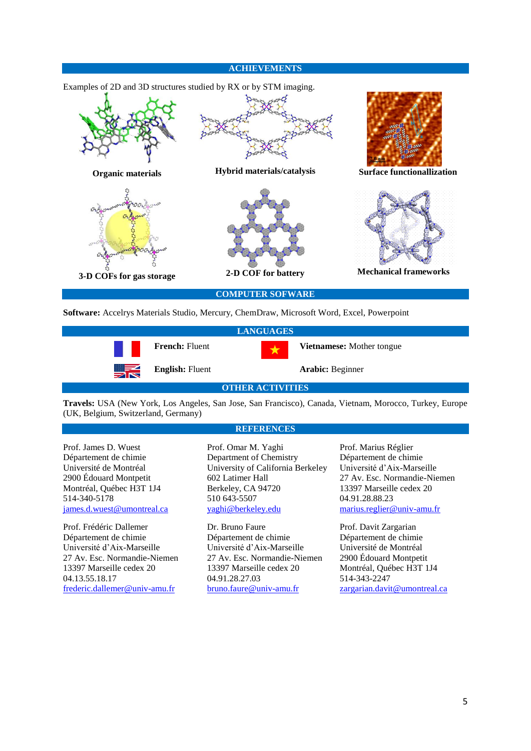## ACHIEVEMENTS

Examples of 2D and 3D structures studied by RX or by STM imaging.

**Organic materials**

**Hybrid materials/catalysis**

**Surface functionallization**

**3-D COFs for gas storage**

**2-D COF for battery**

**Mechanical frameworks**

## COMPUTER SOFWARE

**Software:** Accelrys Materials Studio, Mercury, ChemDraw, Microsoft Word, Excel, Powerpoint

## LANGUAGES

**French:** Fluent

**Vietnamese:** Mother tongue

**English:** Fluent

**Arabic:** Beginner

## OTHER ACTIVITIES

**Travels:** USA (New York, Los Angeles, San Jose, San Francisco), Canada, Vietnam, Morocco, Turkey, Europe (UK, Belgium, Switzerland, Germany)

## REFERENCES

Prof. James D. Wuest
Département de chimie
Université de Montréal
2900 Édouard Montpetit
Montréal, Québec H3T 1J4
514-340-5178
james.d.wuest@umontreal.ca

Prof. Omar M. Yaghi
Department of Chemistry
University of California Berkeley
602 Latimer Hall
Berkeley, CA 94720
510 643-5507
yaghi@berkeley.edu

Prof. Marius Réglier
Département de chimie
Université d'Aix-Marseille
27 Av. Esc. Normandie-Niemen
13397 Marseille cedex 20
04.91.28.88.23
marius.reglier@univ-amu.fr

Prof. Frédéric Dallemer
Département de chimie
Université d'Aix-Marseille
27 Av. Esc. Normandie-Niemen
13397 Marseille cedex 20
04.13.55.18.17
frederic.dallemer@univ-amu.fr

Dr. Bruno Faure
Département de chimie
Université d'Aix-Marseille
27 Av. Esc. Normandie-Niemen
13397 Marseille cedex 20
04.91.28.27.03
bruno.faure@univ-amu.fr

Prof. Davit Zargarian
Département de chimie
Université de Montréal
2900 Édouard Montpetit
Montréal, Québec H3T 1J4
514-343-2247
zargarian.davit@umontreal.ca